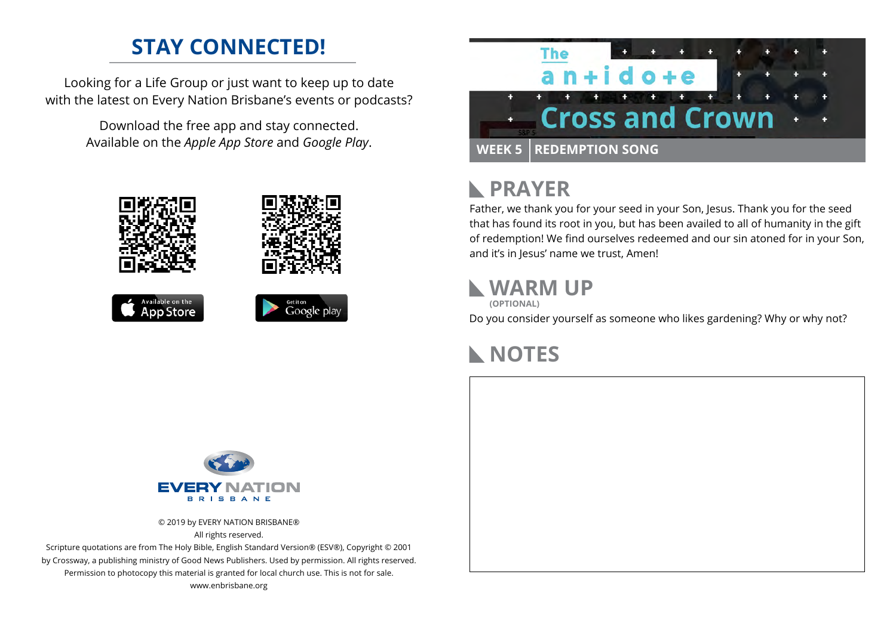## STAY CONNECTED!

Looking for a Life Group or just want to keep up to date with the latest on Every Nation Brisbane's events or podcasts?

Download the free app and stay connected. Available on the *Apple App Store* and *Google Play*.

Available on the App Store

Get it on Google play

EVERY NATION BRISBANE

© 2019 by EVERY NATION BRISBANE®
All rights reserved.
Scripture quotations are from The Holy Bible, English Standard Version® (ESV®), Copyright © 2001 by Crossway, a publishing ministry of Good News Publishers. Used by permission. All rights reserved.
Permission to photocopy this material is granted for local church use. This is not for sale.
www.enbrisbane.org

# The antidote
# Cross and Crown

**WEEK 5** | **REDEMPTION SONG**

## PRAYER

Father, we thank you for your seed in your Son, Jesus. Thank you for the seed that has found its root in you, but has been availed to all of humanity in the gift of redemption! We find ourselves redeemed and our sin atoned for in your Son, and it's in Jesus' name we trust, Amen!

## WARM UP
**(OPTIONAL)**

Do you consider yourself as someone who likes gardening? Why or why not?

## NOTES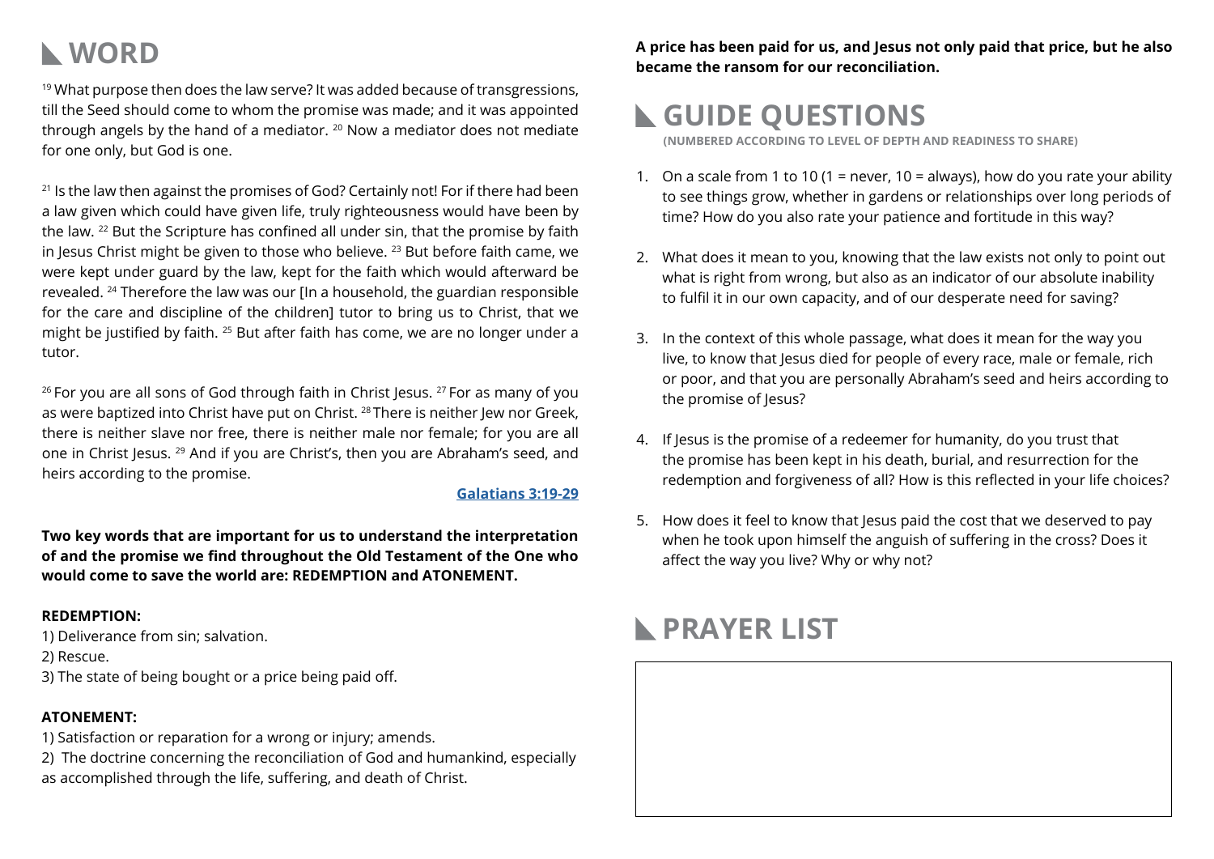## WORD

[19] What purpose then does the law serve? It was added because of transgressions, till the Seed should come to whom the promise was made; and it was appointed through angels by the hand of a mediator. [20] Now a mediator does not mediate for one only, but God is one.

[21] Is the law then against the promises of God? Certainly not! For if there had been a law given which could have given life, truly righteousness would have been by the law. [22] But the Scripture has confined all under sin, that the promise by faith in Jesus Christ might be given to those who believe. [23] But before faith came, we were kept under guard by the law, kept for the faith which would afterward be revealed. [24] Therefore the law was our [In a household, the guardian responsible for the care and discipline of the children] tutor to bring us to Christ, that we might be justified by faith. [25] But after faith has come, we are no longer under a tutor.

[26] For you are all sons of God through faith in Christ Jesus. [27] For as many of you as were baptized into Christ have put on Christ. [28] There is neither Jew nor Greek, there is neither slave nor free, there is neither male nor female; for you are all one in Christ Jesus. [29] And if you are Christ's, then you are Abraham's seed, and heirs according to the promise.

Galatians 3:19-29

**Two key words that are important for us to understand the interpretation of and the promise we find throughout the Old Testament of the One who would come to save the world are: REDEMPTION and ATONEMENT.**

**REDEMPTION:**
1) Deliverance from sin; salvation.
2) Rescue.
3) The state of being bought or a price being paid off.

**ATONEMENT:**
1) Satisfaction or reparation for a wrong or injury; amends.
2) The doctrine concerning the reconciliation of God and humankind, especially as accomplished through the life, suffering, and death of Christ.

**A price has been paid for us, and Jesus not only paid that price, but he also became the ransom for our reconciliation.**

## GUIDE QUESTIONS

**(NUMBERED ACCORDING TO LEVEL OF DEPTH AND READINESS TO SHARE)**

1. On a scale from 1 to 10 (1 = never, 10 = always), how do you rate your ability to see things grow, whether in gardens or relationships over long periods of time? How do you also rate your patience and fortitude in this way?
2. What does it mean to you, knowing that the law exists not only to point out what is right from wrong, but also as an indicator of our absolute inability to fulfil it in our own capacity, and of our desperate need for saving?
3. In the context of this whole passage, what does it mean for the way you live, to know that Jesus died for people of every race, male or female, rich or poor, and that you are personally Abraham's seed and heirs according to the promise of Jesus?
4. If Jesus is the promise of a redeemer for humanity, do you trust that the promise has been kept in his death, burial, and resurrection for the redemption and forgiveness of all? How is this reflected in your life choices?
5. How does it feel to know that Jesus paid the cost that we deserved to pay when he took upon himself the anguish of suffering in the cross? Does it affect the way you live? Why or why not?

## PRAYER LIST